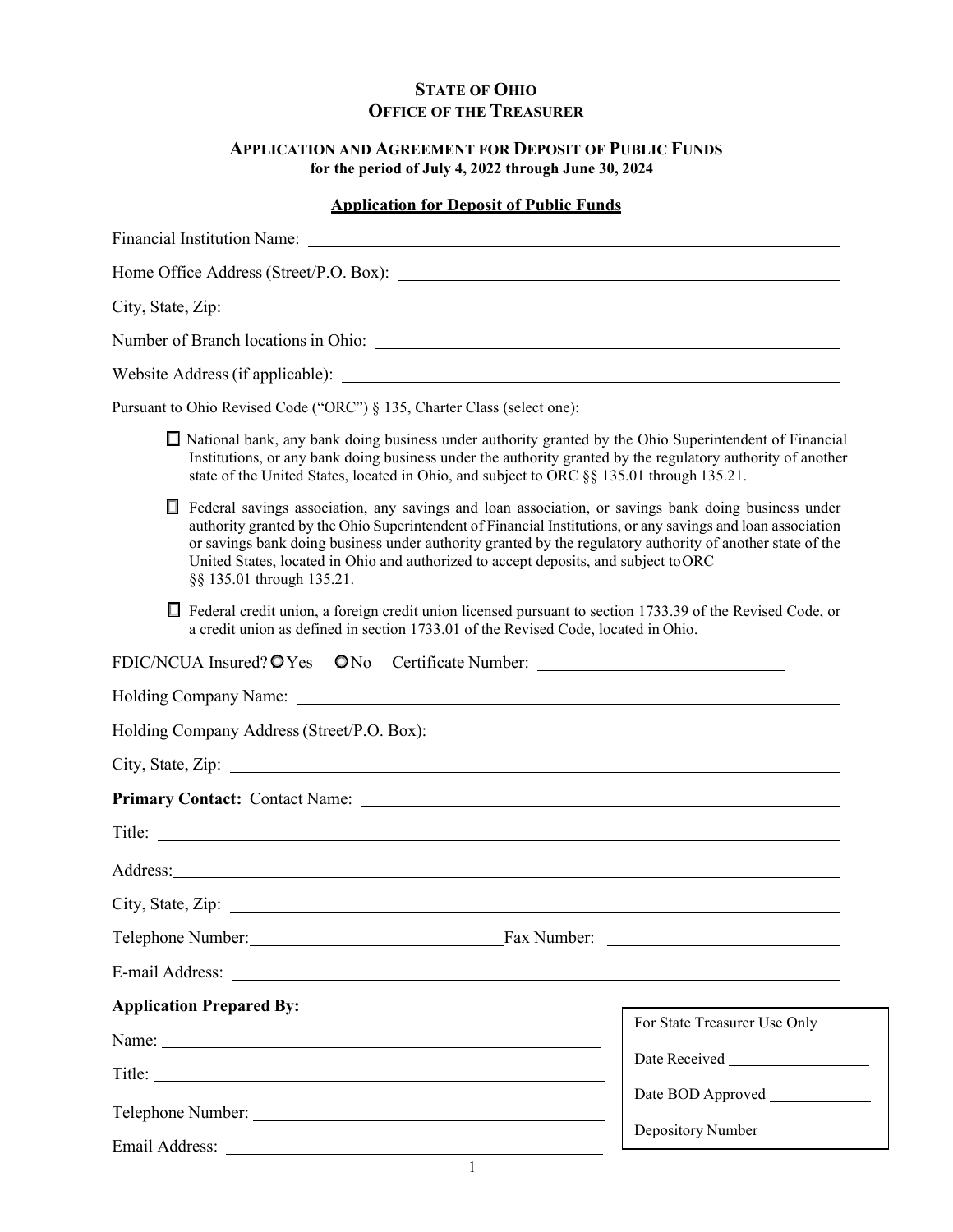# State of Ohio
# Office of the Treasurer

## Application and Agreement for Deposit of Public Funds

**for the period of July 4, 2022 through June 30, 2024**

### <u>Application for Deposit of Public Funds</u>

Financial Institution Name: ______________________________

Home Office Address (Street/P.O. Box): ______________________________

City, State, Zip: ______________________________

Number of Branch locations in Ohio: ______________________________

Website Address (if applicable): ______________________________

Pursuant to Ohio Revised Code ("ORC") § 135, Charter Class (select one):

- ☐ National bank, any bank doing business under authority granted by the Ohio Superintendent of Financial Institutions, or any bank doing business under the authority granted by the regulatory authority of another state of the United States, located in Ohio, and subject to ORC §§ 135.01 through 135.21.

- ☐ Federal savings association, any savings and loan association, or savings bank doing business under authority granted by the Ohio Superintendent of Financial Institutions, or any savings and loan association or savings bank doing business under authority granted by the regulatory authority of another state of the United States, located in Ohio and authorized to accept deposits, and subject to ORC §§ 135.01 through 135.21.

- ☐ Federal credit union, a foreign credit union licensed pursuant to section 1733.39 of the Revised Code, or a credit union as defined in section 1733.01 of the Revised Code, located in Ohio.

FDIC/NCUA Insured? ○ Yes ○ No Certificate Number: ______________________________

Holding Company Name: ______________________________

Holding Company Address (Street/P.O. Box): ______________________________

City, State, Zip: ______________________________

**Primary Contact:** Contact Name: ______________________________

Title: ______________________________

Address: ______________________________

City, State, Zip: ______________________________

Telephone Number: ______________________________ Fax Number: ______________________________

E-mail Address: ______________________________

**Application Prepared By:**

Name: ______________________________

Title: ______________________________

Telephone Number: ______________________________

Email Address: ______________________________

| For State Treasurer Use Only |
| --- |
| Date Received ______________ |
| Date BOD Approved ______________ |
| Depository Number ______________ |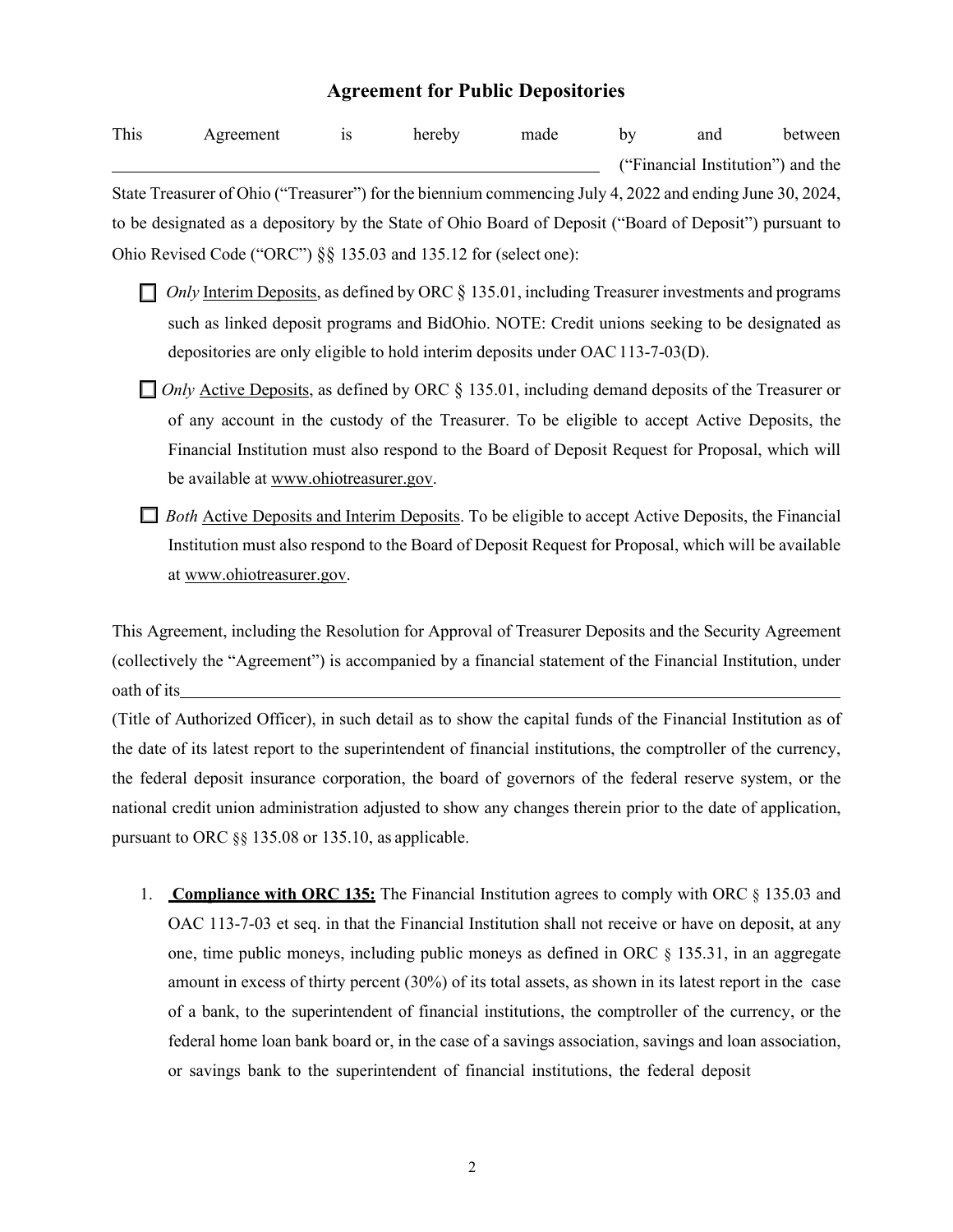# Agreement for Public Depositories

This Agreement is hereby made by and between \_\_\_\_\_\_\_\_\_\_\_\_\_\_\_\_\_\_\_\_\_\_\_\_\_\_\_\_\_\_\_\_\_\_\_\_\_\_\_\_\_\_\_\_\_\_\_\_\_\_\_\_ ("Financial Institution") and the State Treasurer of Ohio ("Treasurer") for the biennium commencing July 4, 2022 and ending June 30, 2024, to be designated as a depository by the State of Ohio Board of Deposit ("Board of Deposit") pursuant to Ohio Revised Code ("ORC") §§ 135.03 and 135.12 for (select one):

- ☐ *Only* Interim Deposits, as defined by ORC § 135.01, including Treasurer investments and programs such as linked deposit programs and BidOhio. NOTE: Credit unions seeking to be designated as depositories are only eligible to hold interim deposits under OAC 113-7-03(D).

- ☐ *Only* Active Deposits, as defined by ORC § 135.01, including demand deposits of the Treasurer or of any account in the custody of the Treasurer. To be eligible to accept Active Deposits, the Financial Institution must also respond to the Board of Deposit Request for Proposal, which will be available at www.ohiotreasurer.gov.

- ☐ *Both* Active Deposits and Interim Deposits. To be eligible to accept Active Deposits, the Financial Institution must also respond to the Board of Deposit Request for Proposal, which will be available at www.ohiotreasurer.gov.

This Agreement, including the Resolution for Approval of Treasurer Deposits and the Security Agreement (collectively the "Agreement") is accompanied by a financial statement of the Financial Institution, under oath of its\_\_\_\_\_\_\_\_\_\_\_\_\_\_\_\_\_\_\_\_\_\_\_\_\_\_\_\_\_\_\_\_\_\_\_\_\_\_\_\_\_\_\_\_\_\_\_\_\_\_\_\_\_\_\_\_\_\_\_\_\_\_\_\_\_\_\_\_\_\_ (Title of Authorized Officer), in such detail as to show the capital funds of the Financial Institution as of the date of its latest report to the superintendent of financial institutions, the comptroller of the currency, the federal deposit insurance corporation, the board of governors of the federal reserve system, or the national credit union administration adjusted to show any changes therein prior to the date of application, pursuant to ORC §§ 135.08 or 135.10, as applicable.

1. **Compliance with ORC 135:** The Financial Institution agrees to comply with ORC § 135.03 and OAC 113-7-03 et seq. in that the Financial Institution shall not receive or have on deposit, at any one, time public moneys, including public moneys as defined in ORC § 135.31, in an aggregate amount in excess of thirty percent (30%) of its total assets, as shown in its latest report in the case of a bank, to the superintendent of financial institutions, the comptroller of the currency, or the federal home loan bank board or, in the case of a savings association, savings and loan association, or savings bank to the superintendent of financial institutions, the federal deposit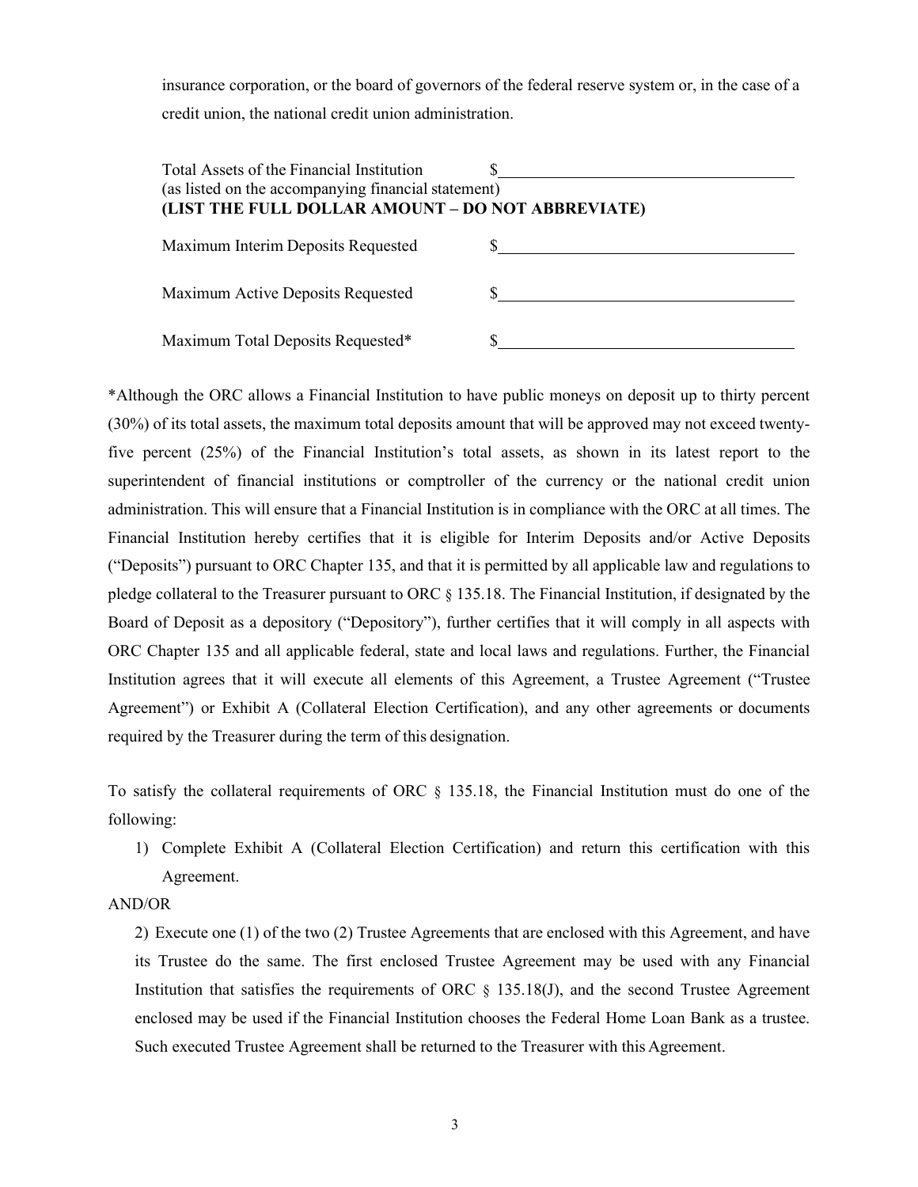insurance corporation, or the board of governors of the federal reserve system or, in the case of a credit union, the national credit union administration.

Total Assets of the Financial Institution $\_\_\_\_\_\_\_\_\_\_\_\_\_\_\_\_\_\_\_\_\_\_\_\_\_\_\_\_\_\_\_\_\_\_\_
(as listed on the accompanying financial statement)
**(LIST THE FULL DOLLAR AMOUNT – DO NOT ABBREVIATE)**

Maximum Interim Deposits Requested $\_\_\_\_\_\_\_\_\_\_\_\_\_\_\_\_\_\_\_\_\_\_\_\_\_\_\_\_\_\_\_\_\_\_\_

Maximum Active Deposits Requested $\_\_\_\_\_\_\_\_\_\_\_\_\_\_\_\_\_\_\_\_\_\_\_\_\_\_\_\_\_\_\_\_\_\_\_

Maximum Total Deposits Requested* $\_\_\_\_\_\_\_\_\_\_\_\_\_\_\_\_\_\_\_\_\_\_\_\_\_\_\_\_\_\_\_\_\_\_\_

*Although the ORC allows a Financial Institution to have public moneys on deposit up to thirty percent (30%) of its total assets, the maximum total deposits amount that will be approved may not exceed twenty-five percent (25%) of the Financial Institution's total assets, as shown in its latest report to the superintendent of financial institutions or comptroller of the currency or the national credit union administration. This will ensure that a Financial Institution is in compliance with the ORC at all times. The Financial Institution hereby certifies that it is eligible for Interim Deposits and/or Active Deposits ("Deposits") pursuant to ORC Chapter 135, and that it is permitted by all applicable law and regulations to pledge collateral to the Treasurer pursuant to ORC § 135.18. The Financial Institution, if designated by the Board of Deposit as a depository ("Depository"), further certifies that it will comply in all aspects with ORC Chapter 135 and all applicable federal, state and local laws and regulations. Further, the Financial Institution agrees that it will execute all elements of this Agreement, a Trustee Agreement ("Trustee Agreement") or Exhibit A (Collateral Election Certification), and any other agreements or documents required by the Treasurer during the term of this designation.

To satisfy the collateral requirements of ORC § 135.18, the Financial Institution must do one of the following:

1) Complete Exhibit A (Collateral Election Certification) and return this certification with this Agreement.

AND/OR

2) Execute one (1) of the two (2) Trustee Agreements that are enclosed with this Agreement, and have its Trustee do the same. The first enclosed Trustee Agreement may be used with any Financial Institution that satisfies the requirements of ORC § 135.18(J), and the second Trustee Agreement enclosed may be used if the Financial Institution chooses the Federal Home Loan Bank as a trustee. Such executed Trustee Agreement shall be returned to the Treasurer with this Agreement.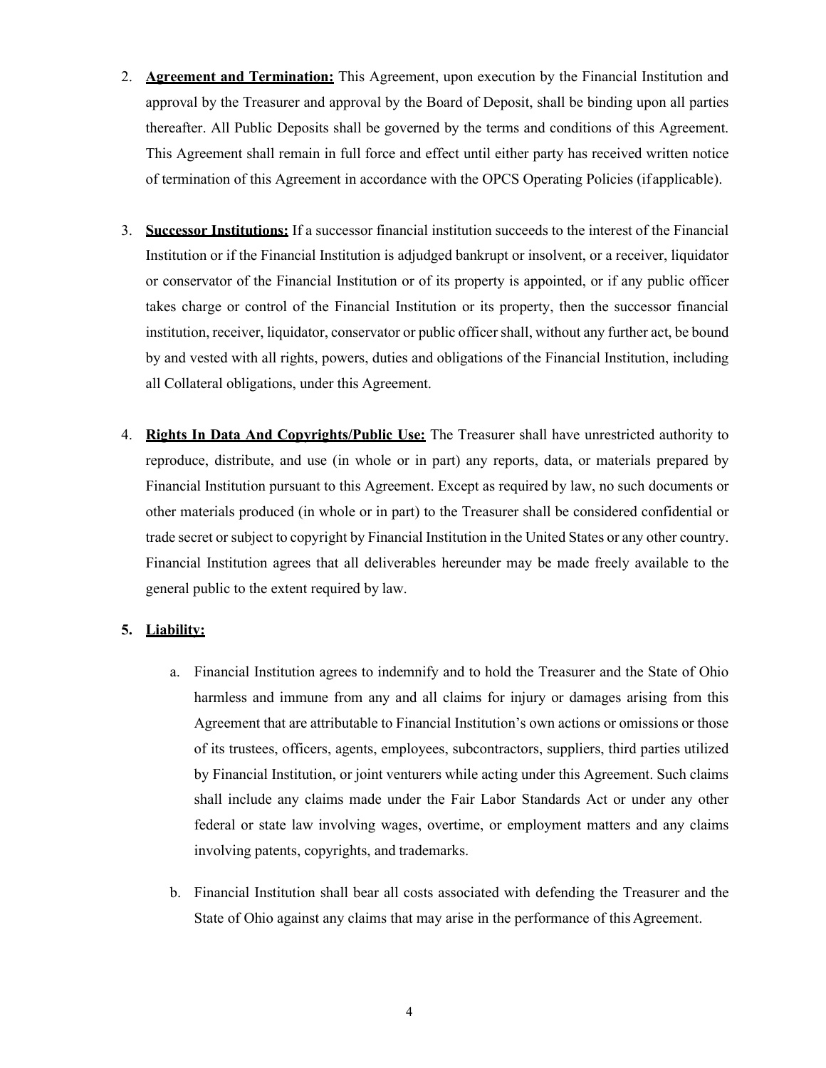2. **Agreement and Termination:** This Agreement, upon execution by the Financial Institution and approval by the Treasurer and approval by the Board of Deposit, shall be binding upon all parties thereafter. All Public Deposits shall be governed by the terms and conditions of this Agreement. This Agreement shall remain in full force and effect until either party has received written notice of termination of this Agreement in accordance with the OPCS Operating Policies (if applicable).

3. **Successor Institutions:** If a successor financial institution succeeds to the interest of the Financial Institution or if the Financial Institution is adjudged bankrupt or insolvent, or a receiver, liquidator or conservator of the Financial Institution or of its property is appointed, or if any public officer takes charge or control of the Financial Institution or its property, then the successor financial institution, receiver, liquidator, conservator or public officer shall, without any further act, be bound by and vested with all rights, powers, duties and obligations of the Financial Institution, including all Collateral obligations, under this Agreement.

4. **Rights In Data And Copyrights/Public Use:** The Treasurer shall have unrestricted authority to reproduce, distribute, and use (in whole or in part) any reports, data, or materials prepared by Financial Institution pursuant to this Agreement. Except as required by law, no such documents or other materials produced (in whole or in part) to the Treasurer shall be considered confidential or trade secret or subject to copyright by Financial Institution in the United States or any other country. Financial Institution agrees that all deliverables hereunder may be made freely available to the general public to the extent required by law.

5. **Liability:**

   a. Financial Institution agrees to indemnify and to hold the Treasurer and the State of Ohio harmless and immune from any and all claims for injury or damages arising from this Agreement that are attributable to Financial Institution's own actions or omissions or those of its trustees, officers, agents, employees, subcontractors, suppliers, third parties utilized by Financial Institution, or joint venturers while acting under this Agreement. Such claims shall include any claims made under the Fair Labor Standards Act or under any other federal or state law involving wages, overtime, or employment matters and any claims involving patents, copyrights, and trademarks.

   b. Financial Institution shall bear all costs associated with defending the Treasurer and the State of Ohio against any claims that may arise in the performance of this Agreement.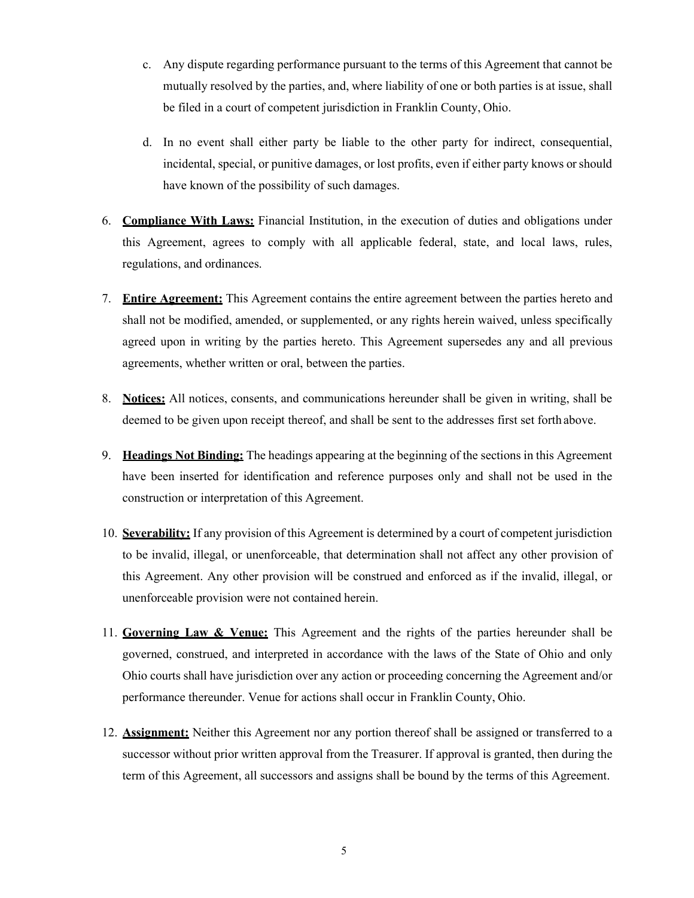c. Any dispute regarding performance pursuant to the terms of this Agreement that cannot be mutually resolved by the parties, and, where liability of one or both parties is at issue, shall be filed in a court of competent jurisdiction in Franklin County, Ohio.

d. In no event shall either party be liable to the other party for indirect, consequential, incidental, special, or punitive damages, or lost profits, even if either party knows or should have known of the possibility of such damages.

6. **Compliance With Laws:** Financial Institution, in the execution of duties and obligations under this Agreement, agrees to comply with all applicable federal, state, and local laws, rules, regulations, and ordinances.

7. **Entire Agreement:** This Agreement contains the entire agreement between the parties hereto and shall not be modified, amended, or supplemented, or any rights herein waived, unless specifically agreed upon in writing by the parties hereto. This Agreement supersedes any and all previous agreements, whether written or oral, between the parties.

8. **Notices:** All notices, consents, and communications hereunder shall be given in writing, shall be deemed to be given upon receipt thereof, and shall be sent to the addresses first set forth above.

9. **Headings Not Binding:** The headings appearing at the beginning of the sections in this Agreement have been inserted for identification and reference purposes only and shall not be used in the construction or interpretation of this Agreement.

10. **Severability:** If any provision of this Agreement is determined by a court of competent jurisdiction to be invalid, illegal, or unenforceable, that determination shall not affect any other provision of this Agreement. Any other provision will be construed and enforced as if the invalid, illegal, or unenforceable provision were not contained herein.

11. **Governing Law & Venue:** This Agreement and the rights of the parties hereunder shall be governed, construed, and interpreted in accordance with the laws of the State of Ohio and only Ohio courts shall have jurisdiction over any action or proceeding concerning the Agreement and/or performance thereunder. Venue for actions shall occur in Franklin County, Ohio.

12. **Assignment:** Neither this Agreement nor any portion thereof shall be assigned or transferred to a successor without prior written approval from the Treasurer. If approval is granted, then during the term of this Agreement, all successors and assigns shall be bound by the terms of this Agreement.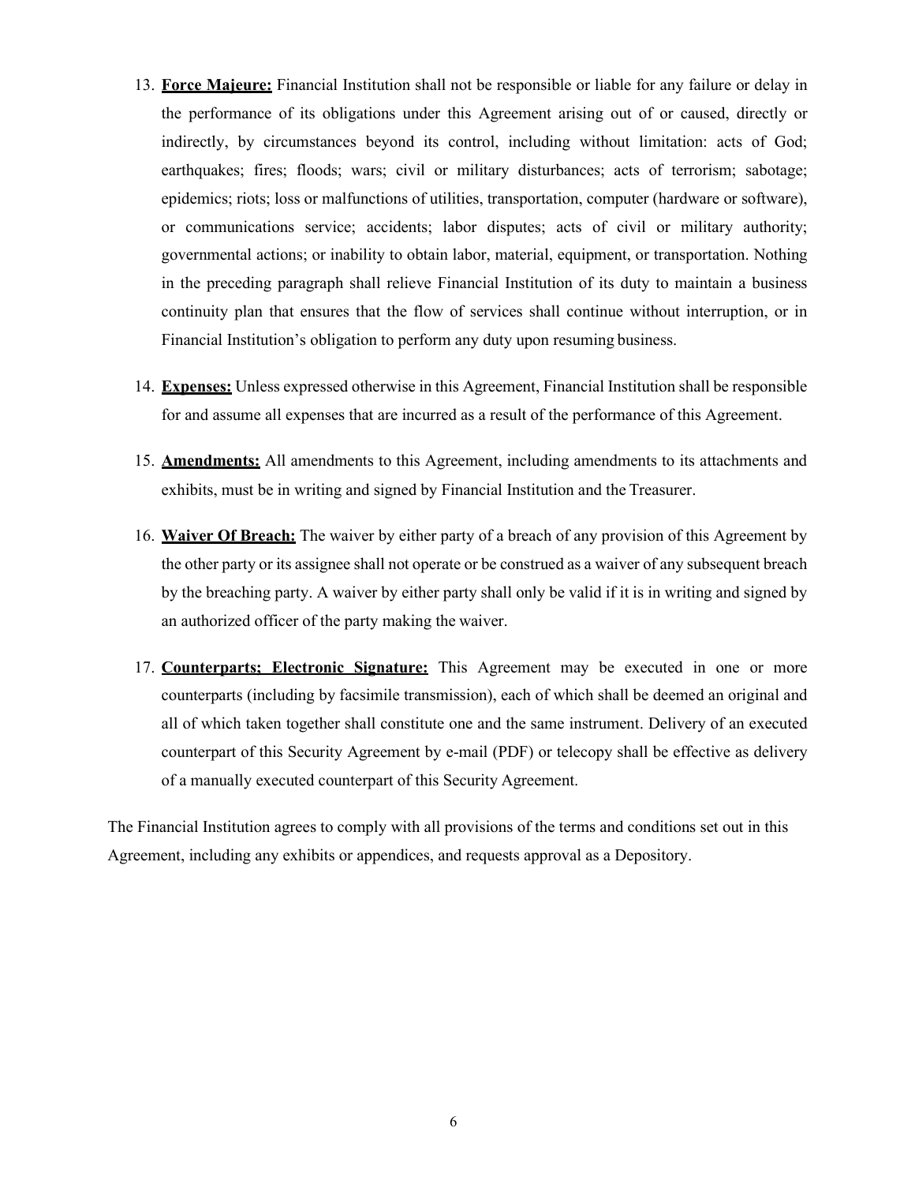13. **Force Majeure:** Financial Institution shall not be responsible or liable for any failure or delay in the performance of its obligations under this Agreement arising out of or caused, directly or indirectly, by circumstances beyond its control, including without limitation: acts of God; earthquakes; fires; floods; wars; civil or military disturbances; acts of terrorism; sabotage; epidemics; riots; loss or malfunctions of utilities, transportation, computer (hardware or software), or communications service; accidents; labor disputes; acts of civil or military authority; governmental actions; or inability to obtain labor, material, equipment, or transportation. Nothing in the preceding paragraph shall relieve Financial Institution of its duty to maintain a business continuity plan that ensures that the flow of services shall continue without interruption, or in Financial Institution's obligation to perform any duty upon resuming business.

14. **Expenses:** Unless expressed otherwise in this Agreement, Financial Institution shall be responsible for and assume all expenses that are incurred as a result of the performance of this Agreement.

15. **Amendments:** All amendments to this Agreement, including amendments to its attachments and exhibits, must be in writing and signed by Financial Institution and the Treasurer.

16. **Waiver Of Breach:** The waiver by either party of a breach of any provision of this Agreement by the other party or its assignee shall not operate or be construed as a waiver of any subsequent breach by the breaching party. A waiver by either party shall only be valid if it is in writing and signed by an authorized officer of the party making the waiver.

17. **Counterparts; Electronic Signature:** This Agreement may be executed in one or more counterparts (including by facsimile transmission), each of which shall be deemed an original and all of which taken together shall constitute one and the same instrument. Delivery of an executed counterpart of this Security Agreement by e-mail (PDF) or telecopy shall be effective as delivery of a manually executed counterpart of this Security Agreement.

The Financial Institution agrees to comply with all provisions of the terms and conditions set out in this Agreement, including any exhibits or appendices, and requests approval as a Depository.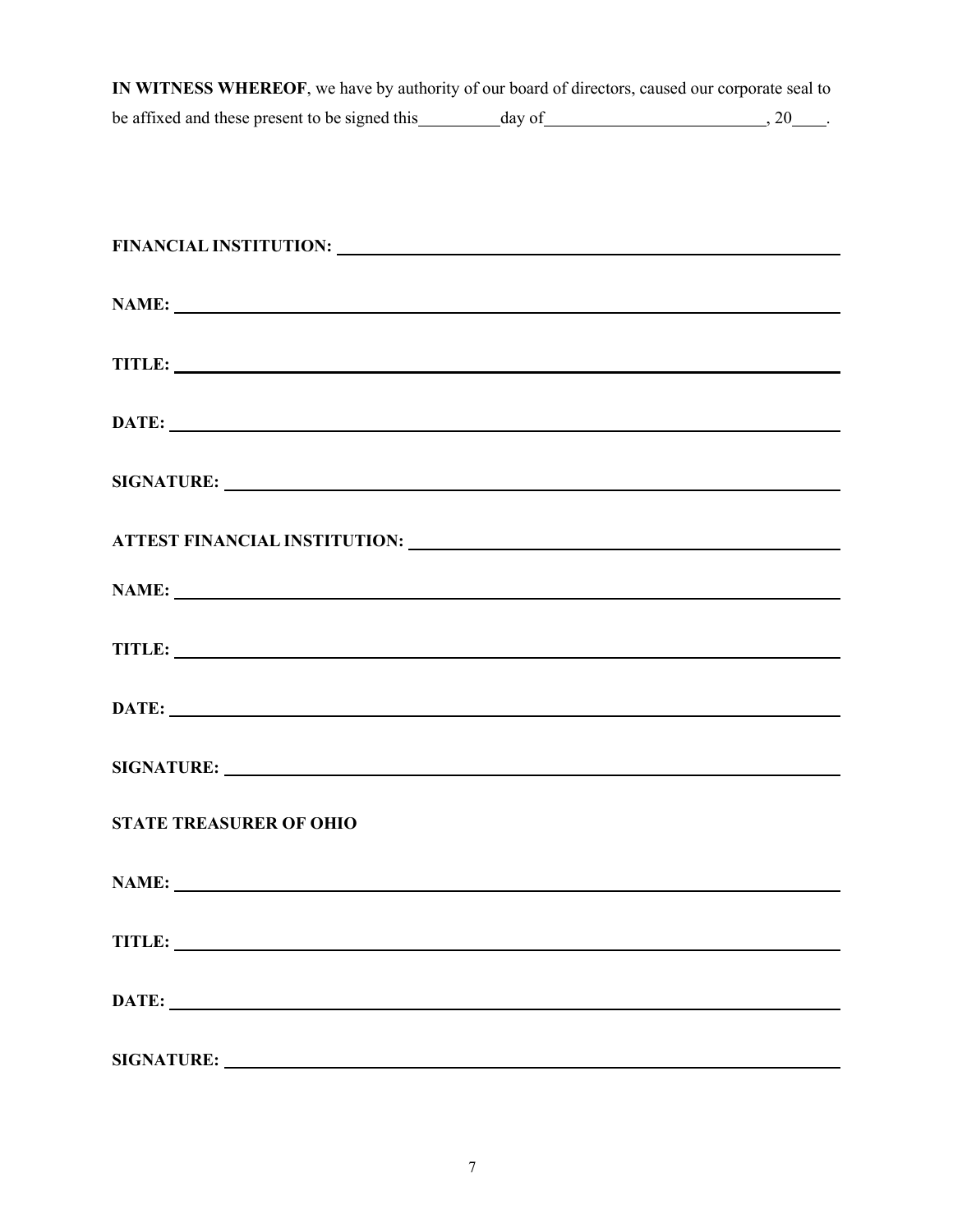**IN WITNESS WHEREOF**, we have by authority of our board of directors, caused our corporate seal to be affixed and these present to be signed this\_\_\_\_\_\_\_\_\_\_day of\_\_\_\_\_\_\_\_\_\_\_\_\_\_\_\_\_\_\_\_\_\_\_\_\_\_, 20\_\_\_\_.

**FINANCIAL INSTITUTION:** \_\_\_\_\_\_\_\_\_\_\_\_\_\_\_\_\_\_\_\_\_\_\_\_\_\_\_\_\_\_\_\_\_\_\_\_\_\_\_\_

**NAME:** \_\_\_\_\_\_\_\_\_\_\_\_\_\_\_\_\_\_\_\_\_\_\_\_\_\_\_\_\_\_\_\_\_\_\_\_\_\_\_\_

**TITLE:** \_\_\_\_\_\_\_\_\_\_\_\_\_\_\_\_\_\_\_\_\_\_\_\_\_\_\_\_\_\_\_\_\_\_\_\_\_\_\_\_

**DATE:** \_\_\_\_\_\_\_\_\_\_\_\_\_\_\_\_\_\_\_\_\_\_\_\_\_\_\_\_\_\_\_\_\_\_\_\_\_\_\_\_

**SIGNATURE:** \_\_\_\_\_\_\_\_\_\_\_\_\_\_\_\_\_\_\_\_\_\_\_\_\_\_\_\_\_\_\_\_\_\_\_\_\_\_\_\_

**ATTEST FINANCIAL INSTITUTION:** \_\_\_\_\_\_\_\_\_\_\_\_\_\_\_\_\_\_\_\_\_\_\_\_\_\_\_\_\_\_\_\_\_\_\_\_\_\_\_\_

**NAME:** \_\_\_\_\_\_\_\_\_\_\_\_\_\_\_\_\_\_\_\_\_\_\_\_\_\_\_\_\_\_\_\_\_\_\_\_\_\_\_\_

**TITLE:** \_\_\_\_\_\_\_\_\_\_\_\_\_\_\_\_\_\_\_\_\_\_\_\_\_\_\_\_\_\_\_\_\_\_\_\_\_\_\_\_

**DATE:** \_\_\_\_\_\_\_\_\_\_\_\_\_\_\_\_\_\_\_\_\_\_\_\_\_\_\_\_\_\_\_\_\_\_\_\_\_\_\_\_

**SIGNATURE:** \_\_\_\_\_\_\_\_\_\_\_\_\_\_\_\_\_\_\_\_\_\_\_\_\_\_\_\_\_\_\_\_\_\_\_\_\_\_\_\_

**STATE TREASURER OF OHIO**

**NAME:** \_\_\_\_\_\_\_\_\_\_\_\_\_\_\_\_\_\_\_\_\_\_\_\_\_\_\_\_\_\_\_\_\_\_\_\_\_\_\_\_

**TITLE:** \_\_\_\_\_\_\_\_\_\_\_\_\_\_\_\_\_\_\_\_\_\_\_\_\_\_\_\_\_\_\_\_\_\_\_\_\_\_\_\_

**DATE:** \_\_\_\_\_\_\_\_\_\_\_\_\_\_\_\_\_\_\_\_\_\_\_\_\_\_\_\_\_\_\_\_\_\_\_\_\_\_\_\_

**SIGNATURE:** \_\_\_\_\_\_\_\_\_\_\_\_\_\_\_\_\_\_\_\_\_\_\_\_\_\_\_\_\_\_\_\_\_\_\_\_\_\_\_\_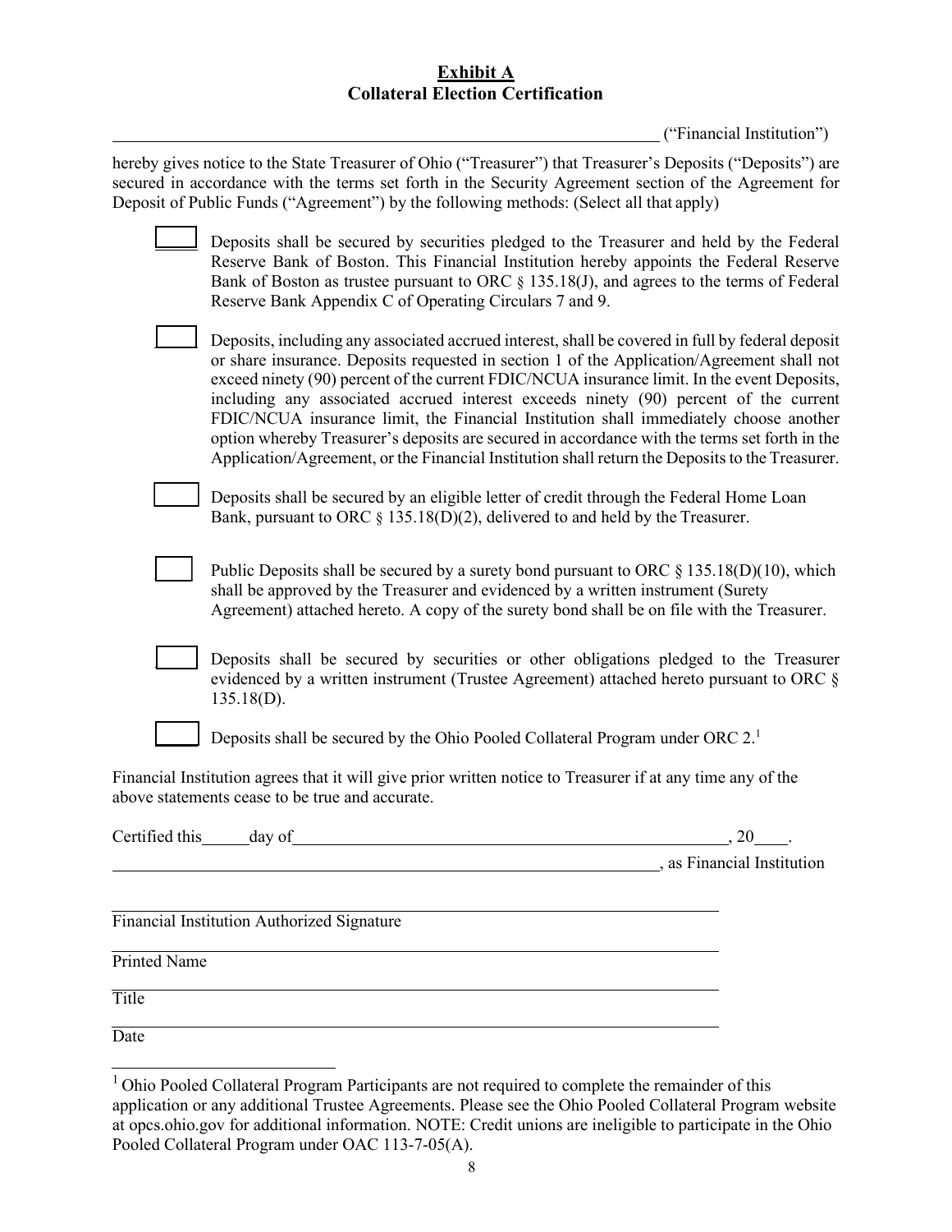# **Exhibit A**
# **Collateral Election Certification**

\_\_\_\_\_\_\_\_\_\_\_\_\_\_\_\_\_\_\_\_\_\_\_\_\_\_\_\_\_\_\_\_\_\_\_\_\_\_\_\_\_\_\_\_\_\_\_\_\_\_\_\_\_\_ ("Financial Institution")

hereby gives notice to the State Treasurer of Ohio ("Treasurer") that Treasurer's Deposits ("Deposits") are secured in accordance with the terms set forth in the Security Agreement section of the Agreement for Deposit of Public Funds ("Agreement") by the following methods: (Select all that apply)

☐ Deposits shall be secured by securities pledged to the Treasurer and held by the Federal Reserve Bank of Boston. This Financial Institution hereby appoints the Federal Reserve Bank of Boston as trustee pursuant to ORC § 135.18(J), and agrees to the terms of Federal Reserve Bank Appendix C of Operating Circulars 7 and 9.

☐ Deposits, including any associated accrued interest, shall be covered in full by federal deposit or share insurance. Deposits requested in section 1 of the Application/Agreement shall not exceed ninety (90) percent of the current FDIC/NCUA insurance limit. In the event Deposits, including any associated accrued interest exceeds ninety (90) percent of the current FDIC/NCUA insurance limit, the Financial Institution shall immediately choose another option whereby Treasurer's deposits are secured in accordance with the terms set forth in the Application/Agreement, or the Financial Institution shall return the Deposits to the Treasurer.

☐ Deposits shall be secured by an eligible letter of credit through the Federal Home Loan Bank, pursuant to ORC § 135.18(D)(2), delivered to and held by the Treasurer.

☐ Public Deposits shall be secured by a surety bond pursuant to ORC § 135.18(D)(10), which shall be approved by the Treasurer and evidenced by a written instrument (Surety Agreement) attached hereto. A copy of the surety bond shall be on file with the Treasurer.

☐ Deposits shall be secured by securities or other obligations pledged to the Treasurer evidenced by a written instrument (Trustee Agreement) attached hereto pursuant to ORC § 135.18(D).

☐ Deposits shall be secured by the Ohio Pooled Collateral Program under ORC 2.[1]

Financial Institution agrees that it will give prior written notice to Treasurer if at any time any of the above statements cease to be true and accurate.

Certified this \_\_\_\_\_ day of \_\_\_\_\_\_\_\_\_\_\_\_\_\_\_\_\_\_\_\_\_\_\_\_\_\_\_\_\_\_\_\_\_\_\_\_\_\_\_\_\_\_\_\_, 20\_\_\_\_.

\_\_\_\_\_\_\_\_\_\_\_\_\_\_\_\_\_\_\_\_\_\_\_\_\_\_\_\_\_\_\_\_\_\_\_\_\_\_\_\_\_\_\_\_\_\_\_\_\_\_\_\_\_\_, as Financial Institution

\_\_\_\_\_\_\_\_\_\_\_\_\_\_\_\_\_\_\_\_\_\_\_\_\_\_\_\_\_\_\_\_\_\_\_\_\_\_\_\_\_\_\_\_\_\_\_\_\_\_\_\_\_\_

Financial Institution Authorized Signature

\_\_\_\_\_\_\_\_\_\_\_\_\_\_\_\_\_\_\_\_\_\_\_\_\_\_\_\_\_\_\_\_\_\_\_\_\_\_\_\_\_\_\_\_\_\_\_\_\_\_\_\_\_\_

Printed Name

\_\_\_\_\_\_\_\_\_\_\_\_\_\_\_\_\_\_\_\_\_\_\_\_\_\_\_\_\_\_\_\_\_\_\_\_\_\_\_\_\_\_\_\_\_\_\_\_\_\_\_\_\_\_

Title

\_\_\_\_\_\_\_\_\_\_\_\_\_\_\_\_\_\_\_\_\_\_\_\_\_\_\_\_\_\_\_\_\_\_\_\_\_\_\_\_\_\_\_\_\_\_\_\_\_\_\_\_\_\_

Date

---

[1] Ohio Pooled Collateral Program Participants are not required to complete the remainder of this application or any additional Trustee Agreements. Please see the Ohio Pooled Collateral Program website at opcs.ohio.gov for additional information. NOTE: Credit unions are ineligible to participate in the Ohio Pooled Collateral Program under OAC 113-7-05(A).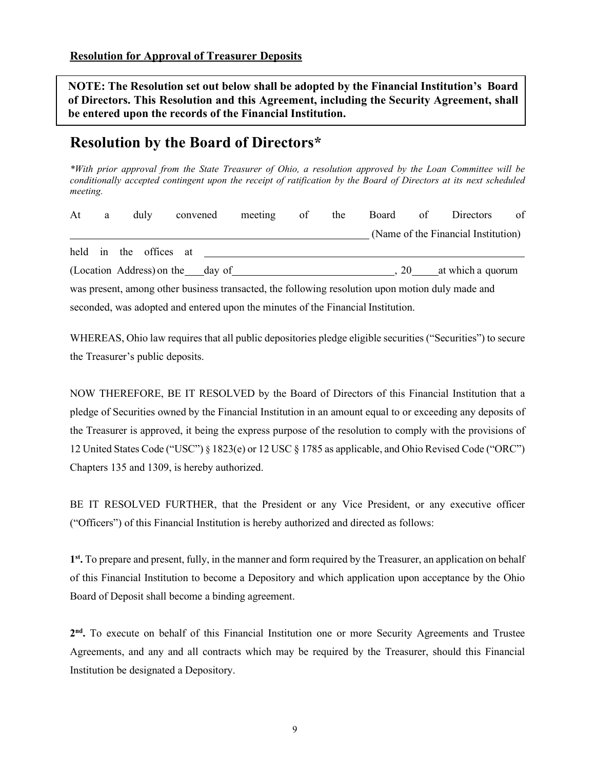**Resolution for Approval of Treasurer Deposits**

> **NOTE: The Resolution set out below shall be adopted by the Financial Institution's Board of Directors. This Resolution and this Agreement, including the Security Agreement, shall be entered upon the records of the Financial Institution.**

# Resolution by the Board of Directors*

*\*With prior approval from the State Treasurer of Ohio, a resolution approved by the Loan Committee will be conditionally accepted contingent upon the receipt of ratification by the Board of Directors at its next scheduled meeting.*

At a duly convened meeting of the Board of Directors of ______________________________ (Name of the Financial Institution) held in the offices at ______________________________ (Location Address) on the ____ day of ______________________, 20_____ at which a quorum was present, among other business transacted, the following resolution upon motion duly made and seconded, was adopted and entered upon the minutes of the Financial Institution.

WHEREAS, Ohio law requires that all public depositories pledge eligible securities ("Securities") to secure the Treasurer's public deposits.

NOW THEREFORE, BE IT RESOLVED by the Board of Directors of this Financial Institution that a pledge of Securities owned by the Financial Institution in an amount equal to or exceeding any deposits of the Treasurer is approved, it being the express purpose of the resolution to comply with the provisions of 12 United States Code ("USC") § 1823(e) or 12 USC § 1785 as applicable, and Ohio Revised Code ("ORC") Chapters 135 and 1309, is hereby authorized.

BE IT RESOLVED FURTHER, that the President or any Vice President, or any executive officer ("Officers") of this Financial Institution is hereby authorized and directed as follows:

**1st.** To prepare and present, fully, in the manner and form required by the Treasurer, an application on behalf of this Financial Institution to become a Depository and which application upon acceptance by the Ohio Board of Deposit shall become a binding agreement.

**2nd.** To execute on behalf of this Financial Institution one or more Security Agreements and Trustee Agreements, and any and all contracts which may be required by the Treasurer, should this Financial Institution be designated a Depository.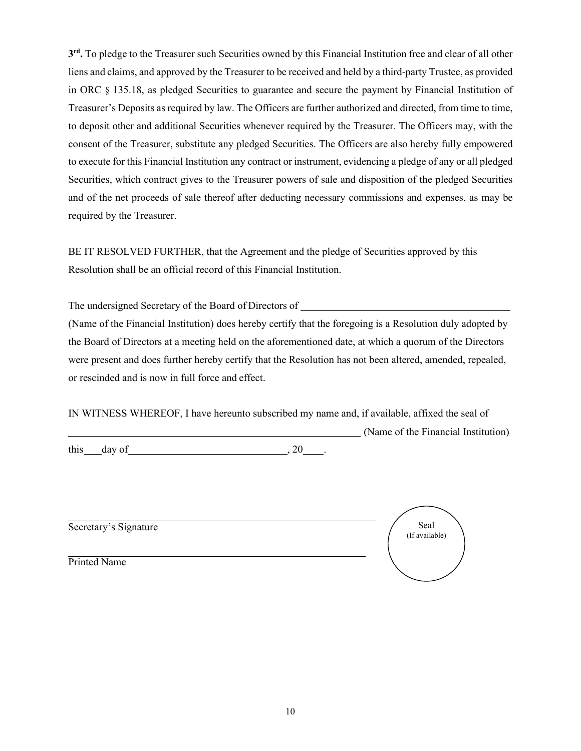**3rd.** To pledge to the Treasurer such Securities owned by this Financial Institution free and clear of all other liens and claims, and approved by the Treasurer to be received and held by a third-party Trustee, as provided in ORC § 135.18, as pledged Securities to guarantee and secure the payment by Financial Institution of Treasurer's Deposits as required by law. The Officers are further authorized and directed, from time to time, to deposit other and additional Securities whenever required by the Treasurer. The Officers may, with the consent of the Treasurer, substitute any pledged Securities. The Officers are also hereby fully empowered to execute for this Financial Institution any contract or instrument, evidencing a pledge of any or all pledged Securities, which contract gives to the Treasurer powers of sale and disposition of the pledged Securities and of the net proceeds of sale thereof after deducting necessary commissions and expenses, as may be required by the Treasurer.

BE IT RESOLVED FURTHER, that the Agreement and the pledge of Securities approved by this Resolution shall be an official record of this Financial Institution.

The undersigned Secretary of the Board of Directors of ________________________________________ (Name of the Financial Institution) does hereby certify that the foregoing is a Resolution duly adopted by the Board of Directors at a meeting held on the aforementioned date, at which a quorum of the Directors were present and does further hereby certify that the Resolution has not been altered, amended, repealed, or rescinded and is now in full force and effect.

IN WITNESS WHEREOF, I have hereunto subscribed my name and, if available, affixed the seal of ____________________________________________________________ (Name of the Financial Institution) this____day of______________________________, 20____.

______________________________________________________
Secretary's Signature

______________________________________________________
Printed Name

Seal
(If available)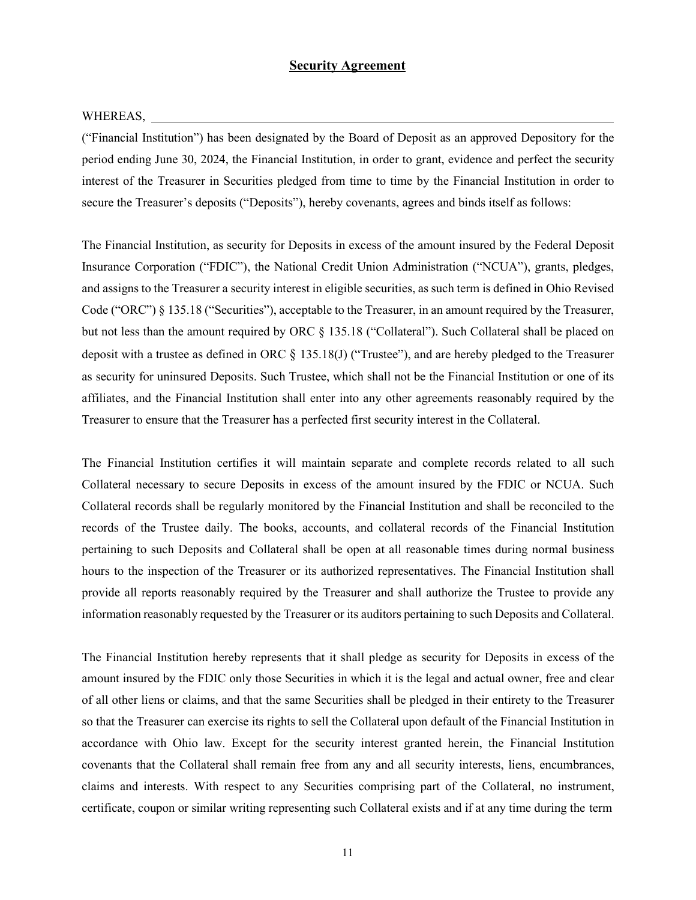**Security Agreement**

WHEREAS, \_\_\_\_\_\_\_\_\_\_\_\_\_\_\_\_\_\_\_\_\_\_\_\_\_\_\_\_\_\_\_\_\_\_\_\_\_\_\_\_\_\_\_\_\_\_\_\_\_\_\_\_\_\_\_\_\_\_\_\_

(“Financial Institution”) has been designated by the Board of Deposit as an approved Depository for the period ending June 30, 2024, the Financial Institution, in order to grant, evidence and perfect the security interest of the Treasurer in Securities pledged from time to time by the Financial Institution in order to secure the Treasurer’s deposits (“Deposits”), hereby covenants, agrees and binds itself as follows:

The Financial Institution, as security for Deposits in excess of the amount insured by the Federal Deposit Insurance Corporation (“FDIC”), the National Credit Union Administration (“NCUA”), grants, pledges, and assigns to the Treasurer a security interest in eligible securities, as such term is defined in Ohio Revised Code (“ORC”) § 135.18 (“Securities”), acceptable to the Treasurer, in an amount required by the Treasurer, but not less than the amount required by ORC § 135.18 (“Collateral”). Such Collateral shall be placed on deposit with a trustee as defined in ORC § 135.18(J) (“Trustee”), and are hereby pledged to the Treasurer as security for uninsured Deposits. Such Trustee, which shall not be the Financial Institution or one of its affiliates, and the Financial Institution shall enter into any other agreements reasonably required by the Treasurer to ensure that the Treasurer has a perfected first security interest in the Collateral.

The Financial Institution certifies it will maintain separate and complete records related to all such Collateral necessary to secure Deposits in excess of the amount insured by the FDIC or NCUA. Such Collateral records shall be regularly monitored by the Financial Institution and shall be reconciled to the records of the Trustee daily. The books, accounts, and collateral records of the Financial Institution pertaining to such Deposits and Collateral shall be open at all reasonable times during normal business hours to the inspection of the Treasurer or its authorized representatives. The Financial Institution shall provide all reports reasonably required by the Treasurer and shall authorize the Trustee to provide any information reasonably requested by the Treasurer or its auditors pertaining to such Deposits and Collateral.

The Financial Institution hereby represents that it shall pledge as security for Deposits in excess of the amount insured by the FDIC only those Securities in which it is the legal and actual owner, free and clear of all other liens or claims, and that the same Securities shall be pledged in their entirety to the Treasurer so that the Treasurer can exercise its rights to sell the Collateral upon default of the Financial Institution in accordance with Ohio law. Except for the security interest granted herein, the Financial Institution covenants that the Collateral shall remain free from any and all security interests, liens, encumbrances, claims and interests. With respect to any Securities comprising part of the Collateral, no instrument, certificate, coupon or similar writing representing such Collateral exists and if at any time during the term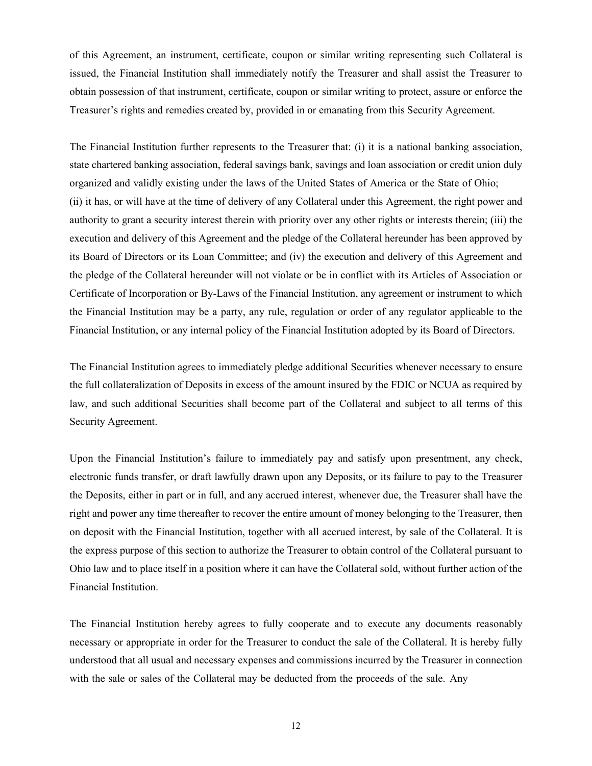of this Agreement, an instrument, certificate, coupon or similar writing representing such Collateral is issued, the Financial Institution shall immediately notify the Treasurer and shall assist the Treasurer to obtain possession of that instrument, certificate, coupon or similar writing to protect, assure or enforce the Treasurer's rights and remedies created by, provided in or emanating from this Security Agreement.

The Financial Institution further represents to the Treasurer that: (i) it is a national banking association, state chartered banking association, federal savings bank, savings and loan association or credit union duly organized and validly existing under the laws of the United States of America or the State of Ohio;
(ii) it has, or will have at the time of delivery of any Collateral under this Agreement, the right power and authority to grant a security interest therein with priority over any other rights or interests therein; (iii) the execution and delivery of this Agreement and the pledge of the Collateral hereunder has been approved by its Board of Directors or its Loan Committee; and (iv) the execution and delivery of this Agreement and the pledge of the Collateral hereunder will not violate or be in conflict with its Articles of Association or Certificate of Incorporation or By-Laws of the Financial Institution, any agreement or instrument to which the Financial Institution may be a party, any rule, regulation or order of any regulator applicable to the Financial Institution, or any internal policy of the Financial Institution adopted by its Board of Directors.

The Financial Institution agrees to immediately pledge additional Securities whenever necessary to ensure the full collateralization of Deposits in excess of the amount insured by the FDIC or NCUA as required by law, and such additional Securities shall become part of the Collateral and subject to all terms of this Security Agreement.

Upon the Financial Institution's failure to immediately pay and satisfy upon presentment, any check, electronic funds transfer, or draft lawfully drawn upon any Deposits, or its failure to pay to the Treasurer the Deposits, either in part or in full, and any accrued interest, whenever due, the Treasurer shall have the right and power any time thereafter to recover the entire amount of money belonging to the Treasurer, then on deposit with the Financial Institution, together with all accrued interest, by sale of the Collateral. It is the express purpose of this section to authorize the Treasurer to obtain control of the Collateral pursuant to Ohio law and to place itself in a position where it can have the Collateral sold, without further action of the Financial Institution.

The Financial Institution hereby agrees to fully cooperate and to execute any documents reasonably necessary or appropriate in order for the Treasurer to conduct the sale of the Collateral. It is hereby fully understood that all usual and necessary expenses and commissions incurred by the Treasurer in connection with the sale or sales of the Collateral may be deducted from the proceeds of the sale. Any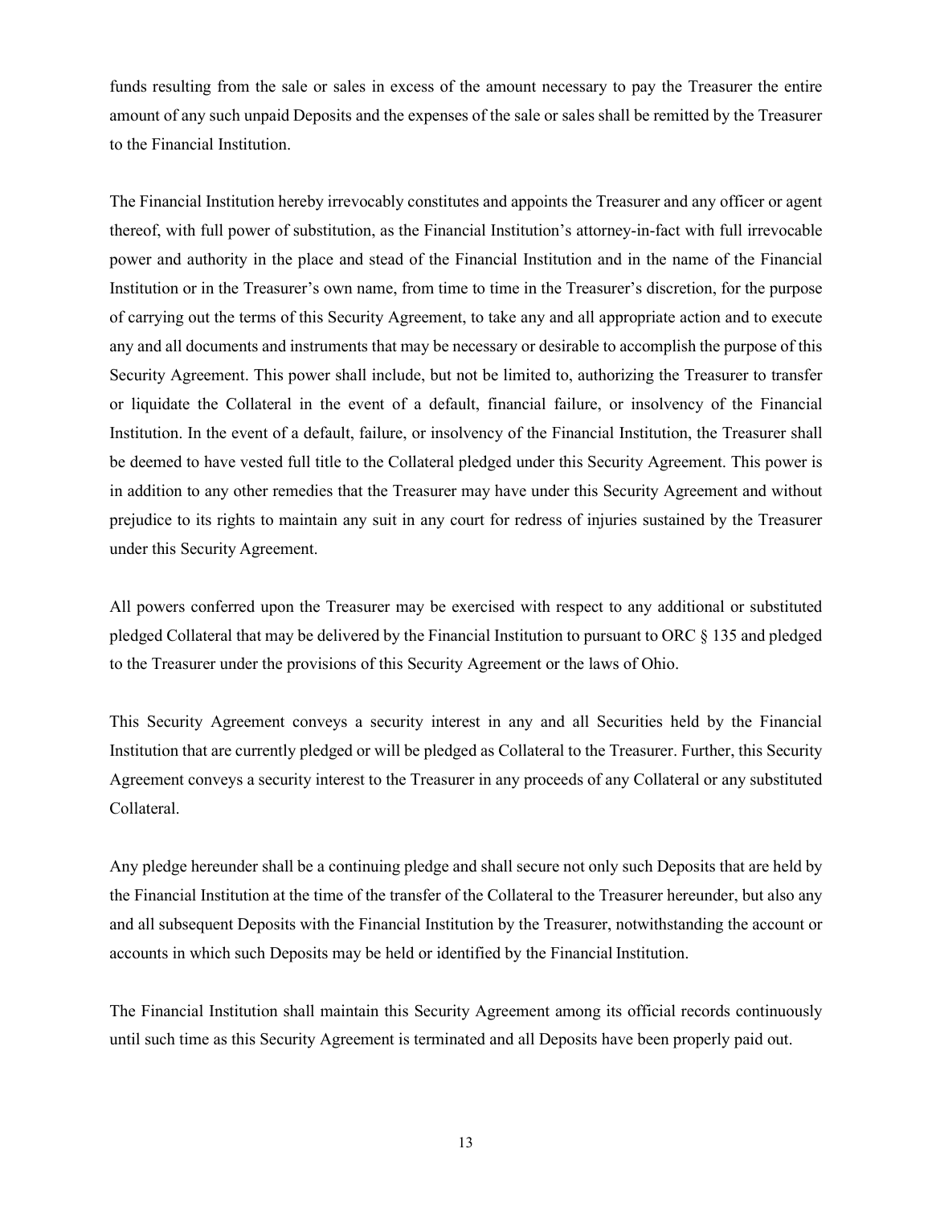funds resulting from the sale or sales in excess of the amount necessary to pay the Treasurer the entire amount of any such unpaid Deposits and the expenses of the sale or sales shall be remitted by the Treasurer to the Financial Institution.

The Financial Institution hereby irrevocably constitutes and appoints the Treasurer and any officer or agent thereof, with full power of substitution, as the Financial Institution's attorney-in-fact with full irrevocable power and authority in the place and stead of the Financial Institution and in the name of the Financial Institution or in the Treasurer's own name, from time to time in the Treasurer's discretion, for the purpose of carrying out the terms of this Security Agreement, to take any and all appropriate action and to execute any and all documents and instruments that may be necessary or desirable to accomplish the purpose of this Security Agreement. This power shall include, but not be limited to, authorizing the Treasurer to transfer or liquidate the Collateral in the event of a default, financial failure, or insolvency of the Financial Institution. In the event of a default, failure, or insolvency of the Financial Institution, the Treasurer shall be deemed to have vested full title to the Collateral pledged under this Security Agreement. This power is in addition to any other remedies that the Treasurer may have under this Security Agreement and without prejudice to its rights to maintain any suit in any court for redress of injuries sustained by the Treasurer under this Security Agreement.

All powers conferred upon the Treasurer may be exercised with respect to any additional or substituted pledged Collateral that may be delivered by the Financial Institution to pursuant to ORC § 135 and pledged to the Treasurer under the provisions of this Security Agreement or the laws of Ohio.

This Security Agreement conveys a security interest in any and all Securities held by the Financial Institution that are currently pledged or will be pledged as Collateral to the Treasurer. Further, this Security Agreement conveys a security interest to the Treasurer in any proceeds of any Collateral or any substituted Collateral.

Any pledge hereunder shall be a continuing pledge and shall secure not only such Deposits that are held by the Financial Institution at the time of the transfer of the Collateral to the Treasurer hereunder, but also any and all subsequent Deposits with the Financial Institution by the Treasurer, notwithstanding the account or accounts in which such Deposits may be held or identified by the Financial Institution.

The Financial Institution shall maintain this Security Agreement among its official records continuously until such time as this Security Agreement is terminated and all Deposits have been properly paid out.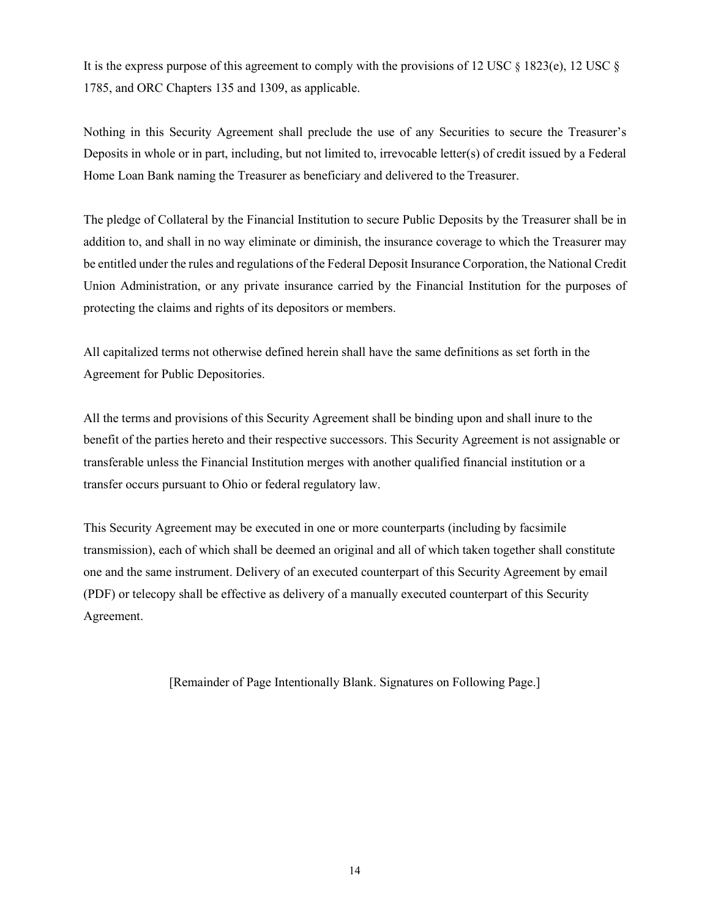It is the express purpose of this agreement to comply with the provisions of 12 USC § 1823(e), 12 USC § 1785, and ORC Chapters 135 and 1309, as applicable.

Nothing in this Security Agreement shall preclude the use of any Securities to secure the Treasurer's Deposits in whole or in part, including, but not limited to, irrevocable letter(s) of credit issued by a Federal Home Loan Bank naming the Treasurer as beneficiary and delivered to the Treasurer.

The pledge of Collateral by the Financial Institution to secure Public Deposits by the Treasurer shall be in addition to, and shall in no way eliminate or diminish, the insurance coverage to which the Treasurer may be entitled under the rules and regulations of the Federal Deposit Insurance Corporation, the National Credit Union Administration, or any private insurance carried by the Financial Institution for the purposes of protecting the claims and rights of its depositors or members.

All capitalized terms not otherwise defined herein shall have the same definitions as set forth in the Agreement for Public Depositories.

All the terms and provisions of this Security Agreement shall be binding upon and shall inure to the benefit of the parties hereto and their respective successors. This Security Agreement is not assignable or transferable unless the Financial Institution merges with another qualified financial institution or a transfer occurs pursuant to Ohio or federal regulatory law.

This Security Agreement may be executed in one or more counterparts (including by facsimile transmission), each of which shall be deemed an original and all of which taken together shall constitute one and the same instrument. Delivery of an executed counterpart of this Security Agreement by email (PDF) or telecopy shall be effective as delivery of a manually executed counterpart of this Security Agreement.

[Remainder of Page Intentionally Blank. Signatures on Following Page.]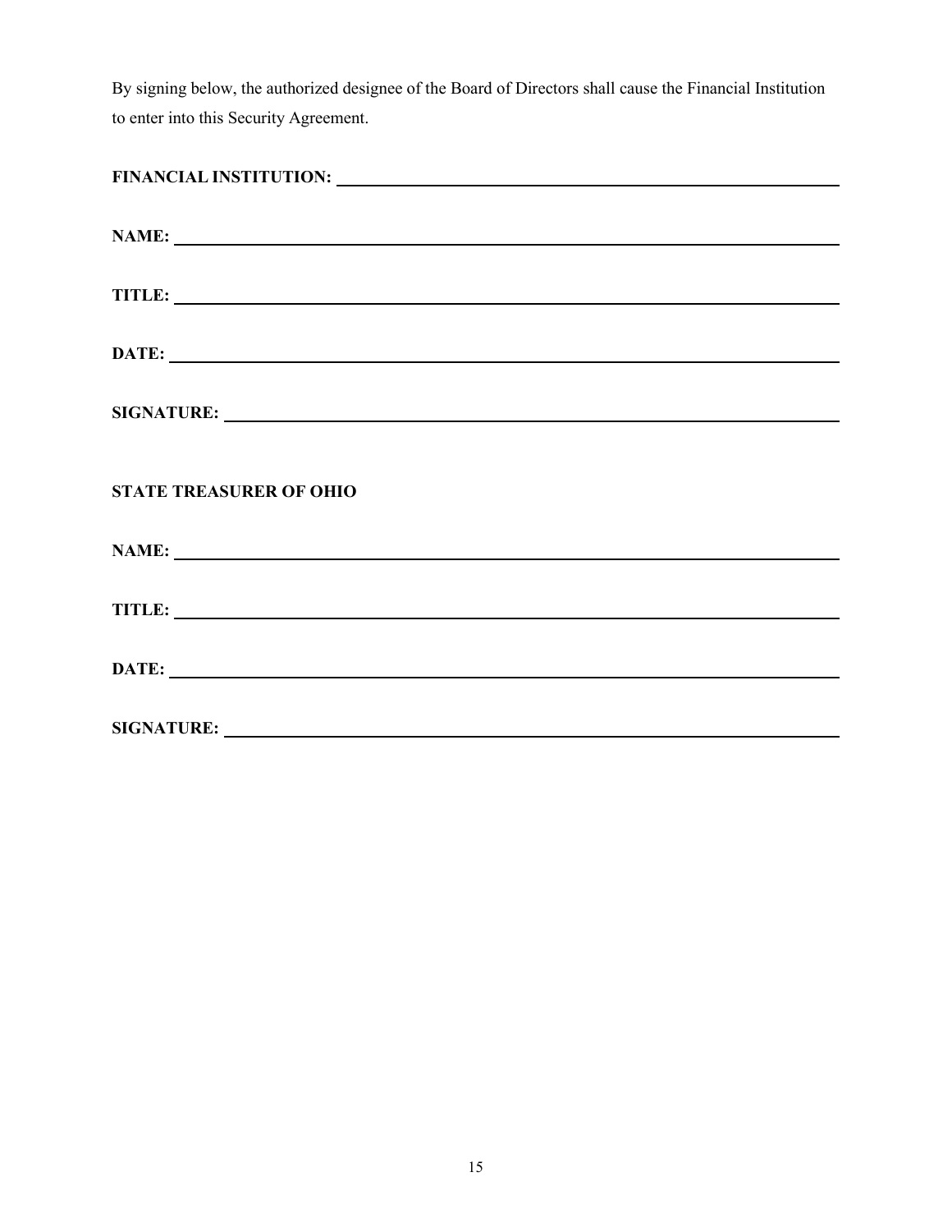By signing below, the authorized designee of the Board of Directors shall cause the Financial Institution to enter into this Security Agreement.

**FINANCIAL INSTITUTION:** ______________________________

**NAME:** ______________________________

**TITLE:** ______________________________

**DATE:** ______________________________

**SIGNATURE:** ______________________________

**STATE TREASURER OF OHIO**

**NAME:** ______________________________

**TITLE:** ______________________________

**DATE:** ______________________________

**SIGNATURE:** ______________________________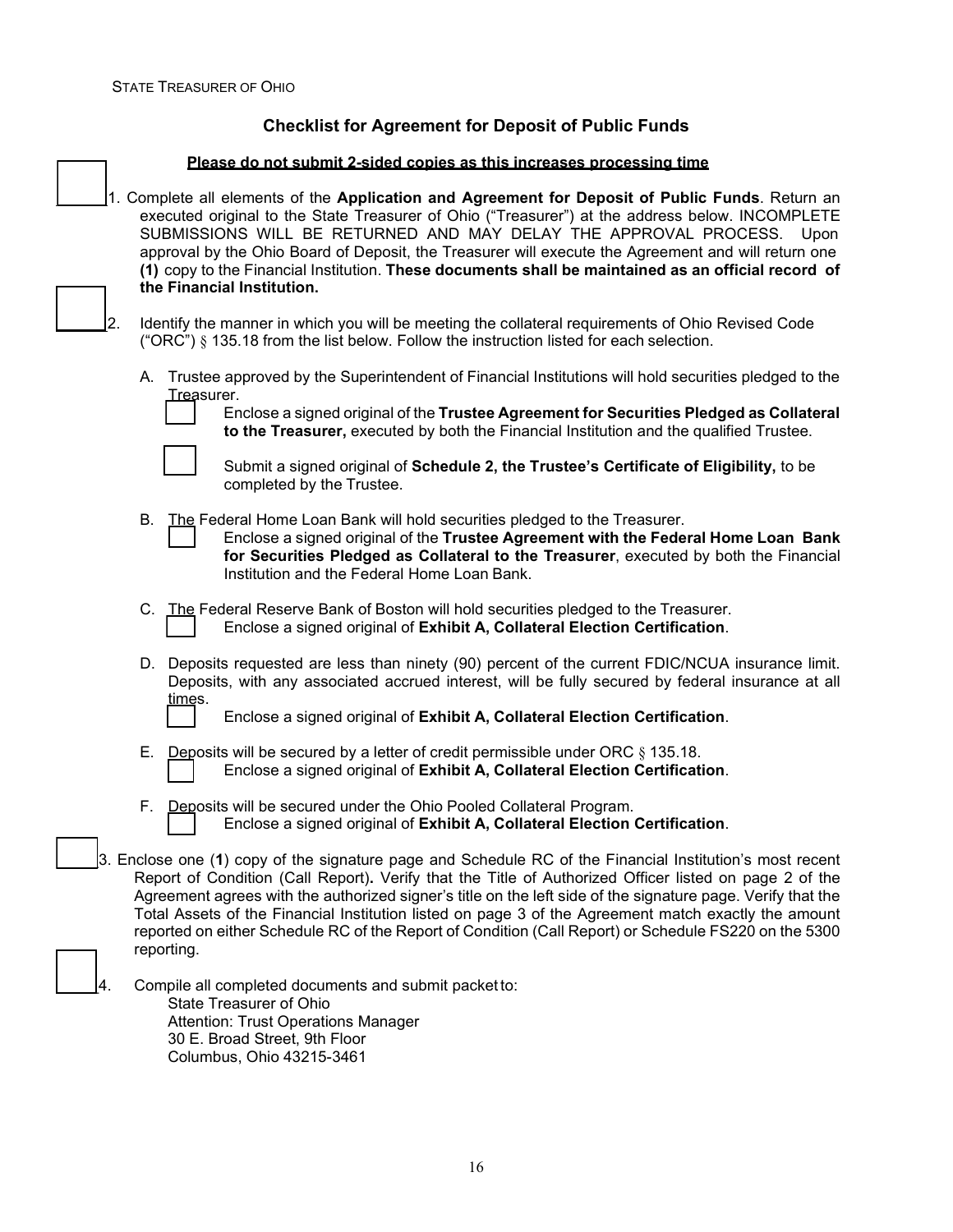STATE TREASURER OF OHIO

## Checklist for Agreement for Deposit of Public Funds

**Please do not submit 2-sided copies as this increases processing time**

☐ 1. Complete all elements of the **Application and Agreement for Deposit of Public Funds**. Return an executed original to the State Treasurer of Ohio ("Treasurer") at the address below. INCOMPLETE SUBMISSIONS WILL BE RETURNED AND MAY DELAY THE APPROVAL PROCESS. Upon approval by the Ohio Board of Deposit, the Treasurer will execute the Agreement and will return one **(1)** copy to the Financial Institution. **These documents shall be maintained as an official record of the Financial Institution.**

☐ 2. Identify the manner in which you will be meeting the collateral requirements of Ohio Revised Code ("ORC") § 135.18 from the list below. Follow the instruction listed for each selection.

A. Trustee approved by the Superintendent of Financial Institutions will hold securities pledged to the Treasurer.

☐ Enclose a signed original of the **Trustee Agreement for Securities Pledged as Collateral to the Treasurer,** executed by both the Financial Institution and the qualified Trustee.

☐ Submit a signed original of **Schedule 2, the Trustee's Certificate of Eligibility,** to be completed by the Trustee.

B. The Federal Home Loan Bank will hold securities pledged to the Treasurer.

☐ Enclose a signed original of the **Trustee Agreement with the Federal Home Loan Bank for Securities Pledged as Collateral to the Treasurer**, executed by both the Financial Institution and the Federal Home Loan Bank.

C. The Federal Reserve Bank of Boston will hold securities pledged to the Treasurer.

☐ Enclose a signed original of **Exhibit A, Collateral Election Certification**.

D. Deposits requested are less than ninety (90) percent of the current FDIC/NCUA insurance limit. Deposits, with any associated accrued interest, will be fully secured by federal insurance at all times.

☐ Enclose a signed original of **Exhibit A, Collateral Election Certification**.

E. Deposits will be secured by a letter of credit permissible under ORC § 135.18.

☐ Enclose a signed original of **Exhibit A, Collateral Election Certification**.

F. Deposits will be secured under the Ohio Pooled Collateral Program.

☐ Enclose a signed original of **Exhibit A, Collateral Election Certification**.

☐ 3. Enclose one (**1**) copy of the signature page and Schedule RC of the Financial Institution's most recent Report of Condition (Call Report)**.** Verify that the Title of Authorized Officer listed on page 2 of the Agreement agrees with the authorized signer's title on the left side of the signature page. Verify that the Total Assets of the Financial Institution listed on page 3 of the Agreement match exactly the amount reported on either Schedule RC of the Report of Condition (Call Report) or Schedule FS220 on the 5300 reporting.

☐ 4. Compile all completed documents and submit packet to:

State Treasurer of Ohio
Attention: Trust Operations Manager
30 E. Broad Street, 9th Floor
Columbus, Ohio 43215-3461